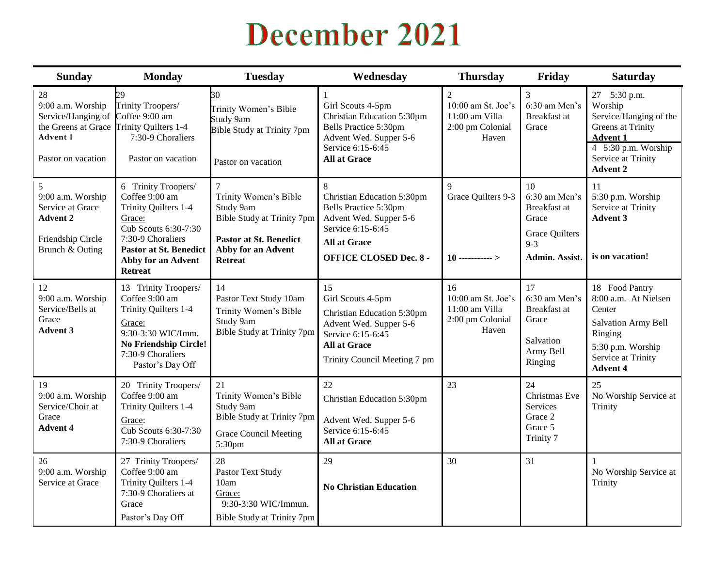# December 2021

| Sunday | Monday | Tuesday | Wednesday | Thursday | Friday | Saturday |
|---|---|---|---|---|---|---|
| 28<br>9:00 a.m. Worship Service/Hanging of the Greens at Grace<br>**Advent 1**<br>Pastor on vacation | 29<br>Trinity Troopers/ Coffee 9:00 am<br>Trinity Quilters 1-4<br>7:30-9 Choraliers<br>Pastor on vacation | 30<br>Trinity Women's Bible Study 9am<br>Bible Study at Trinity 7pm<br>Pastor on vacation | 1<br>Girl Scouts 4-5pm<br>Christian Education 5:30pm<br>Bells Practice 5:30pm<br>Advent Wed. Supper 5-6<br>Service 6:15-6:45<br>**All at Grace** | 2<br>10:00 am St. Joe's<br>11:00 am Villa<br>2:00 pm Colonial Haven | 3<br>6:30 am Men's Breakfast at Grace | 27 5:30 p.m. Worship Service/Hanging of the Greens at Trinity<br>**Advent 1**<br>4 5:30 p.m. Worship Service at Trinity<br>**Advent 2** |
| 5<br>9:00 a.m. Worship Service at Grace<br>**Advent 2**<br>Friendship Circle Brunch & Outing | 6 Trinity Troopers/ Coffee 9:00 am<br>Trinity Quilters 1-4<br>Grace:<br>Cub Scouts 6:30-7:30<br>7:30-9 Choraliers<br>**Pastor at St. Benedict Abby for an Advent Retreat** | 7<br>Trinity Women's Bible Study 9am<br>Bible Study at Trinity 7pm<br>**Pastor at St. Benedict Abby for an Advent Retreat** | 8<br>Christian Education 5:30pm<br>Bells Practice 5:30pm<br>Advent Wed. Supper 5-6<br>Service 6:15-6:45<br>**All at Grace**<br>**OFFICE CLOSED Dec. 8 -** | 9<br>Grace Quilters 9-3<br>**10 ----------- >** | 10<br>6:30 am Men's Breakfast at Grace<br>Grace Quilters 9-3<br>**Admin. Assist.** | 11<br>5:30 p.m. Worship Service at Trinity<br>**Advent 3**<br>**is on vacation!** |
| 12<br>9:00 a.m. Worship Service/Bells at Grace<br>**Advent 3** | 13 Trinity Troopers/ Coffee 9:00 am<br>Trinity Quilters 1-4<br>Grace:<br>9:30-3:30 WIC/Imm.<br>**No Friendship Circle!**<br>7:30-9 Choraliers<br>Pastor's Day Off | 14<br>Pastor Text Study 10am<br>Trinity Women's Bible Study 9am<br>Bible Study at Trinity 7pm | 15<br>Girl Scouts 4-5pm<br>Christian Education 5:30pm<br>Advent Wed. Supper 5-6<br>Service 6:15-6:45<br>**All at Grace**<br>Trinity Council Meeting 7 pm | 16<br>10:00 am St. Joe's<br>11:00 am Villa<br>2:00 pm Colonial Haven | 17<br>6:30 am Men's Breakfast at Grace<br>Salvation Army Bell Ringing | 18 Food Pantry 8:00 a.m. At Nielsen Center<br>Salvation Army Bell Ringing<br>5:30 p.m. Worship Service at Trinity<br>**Advent 4** |
| 19<br>9:00 a.m. Worship Service/Choir at Grace<br>**Advent 4** | 20 Trinity Troopers/ Coffee 9:00 am<br>Trinity Quilters 1-4<br>Grace:<br>Cub Scouts 6:30-7:30<br>7:30-9 Choraliers | 21<br>Trinity Women's Bible Study 9am<br>Bible Study at Trinity 7pm<br>Grace Council Meeting 5:30pm | 22<br>Christian Education 5:30pm<br>Advent Wed. Supper 5-6<br>Service 6:15-6:45<br>**All at Grace** | 23 | 24<br>Christmas Eve Services<br>Grace 2<br>Grace 5<br>Trinity 7 | 25<br>No Worship Service at Trinity |
| 26<br>9:00 a.m. Worship Service at Grace | 27 Trinity Troopers/ Coffee 9:00 am<br>Trinity Quilters 1-4<br>7:30-9 Choraliers at Grace<br>Pastor's Day Off | 28<br>Pastor Text Study 10am<br>Grace:<br>9:30-3:30 WIC/Immun.<br>Bible Study at Trinity 7pm | 29<br>**No Christian Education** | 30 | 31 | 1<br>No Worship Service at Trinity |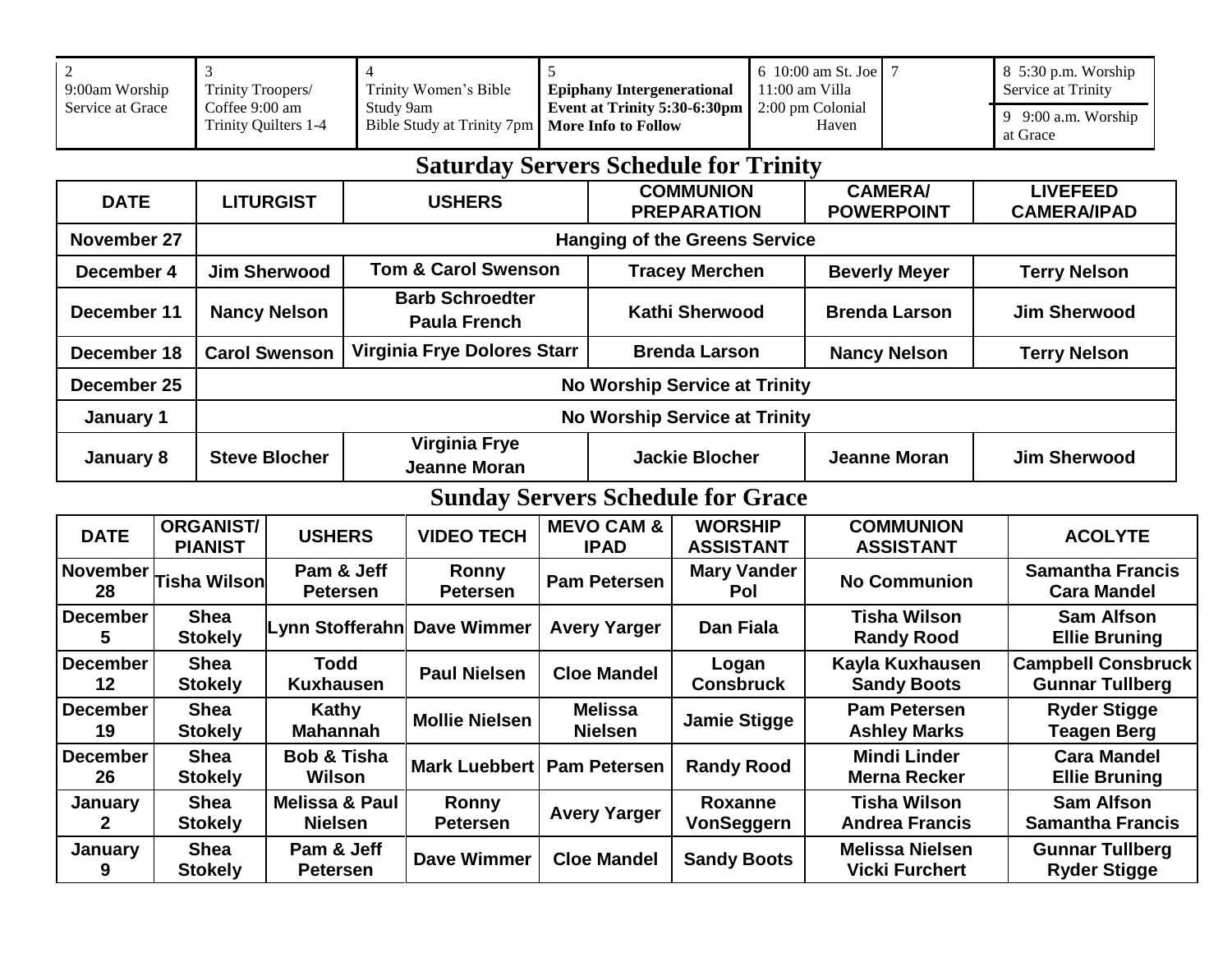| | | | | | | |
|---|---|---|---|---|---|---|
| 2<br>9:00am Worship Service at Grace | 3<br>Trinity Troopers/ Coffee 9:00 am<br>Trinity Quilters 1-4 | 4<br>Trinity Women's Bible Study 9am<br>Bible Study at Trinity 7pm | 5<br>**Epiphany Intergenerational Event at Trinity 5:30-6:30pm More Info to Follow** | 6 10:00 am St. Joe<br>11:00 am Villa<br>2:00 pm Colonial Haven | 7 | 8 5:30 p.m. Worship Service at Trinity<br>9 9:00 a.m. Worship at Grace |

## Saturday Servers Schedule for Trinity

| DATE | LITURGIST | USHERS | COMMUNION PREPARATION | CAMERA/ POWERPOINT | LIVEFEED CAMERA/IPAD |
|---|---|---|---|---|---|
| November 27 | Hanging of the Greens Service | | | | |
| December 4 | Jim Sherwood | Tom & Carol Swenson | Tracey Merchen | Beverly Meyer | Terry Nelson |
| December 11 | Nancy Nelson | Barb Schroedter<br>Paula French | Kathi Sherwood | Brenda Larson | Jim Sherwood |
| December 18 | Carol Swenson | Virginia Frye Dolores Starr | Brenda Larson | Nancy Nelson | Terry Nelson |
| December 25 | No Worship Service at Trinity | | | | |
| January 1 | No Worship Service at Trinity | | | | |
| January 8 | Steve Blocher | Virginia Frye<br>Jeanne Moran | Jackie Blocher | Jeanne Moran | Jim Sherwood |

## Sunday Servers Schedule for Grace

| DATE | ORGANIST/ PIANIST | USHERS | VIDEO TECH | MEVO CAM & IPAD | WORSHIP ASSISTANT | COMMUNION ASSISTANT | ACOLYTE |
|---|---|---|---|---|---|---|---|
| November 28 | Tisha Wilson | Pam & Jeff Petersen | Ronny Petersen | Pam Petersen | Mary Vander Pol | No Communion | Samantha Francis<br>Cara Mandel |
| December 5 | Shea Stokely | Lynn Stofferahn | Dave Wimmer | Avery Yarger | Dan Fiala | Tisha Wilson<br>Randy Rood | Sam Alfson<br>Ellie Bruning |
| December 12 | Shea Stokely | Todd Kuxhausen | Paul Nielsen | Cloe Mandel | Logan Consbruck | Kayla Kuxhausen<br>Sandy Boots | Campbell Consbruck<br>Gunnar Tullberg |
| December 19 | Shea Stokely | Kathy Mahannah | Mollie Nielsen | Melissa Nielsen | Jamie Stigge | Pam Petersen<br>Ashley Marks | Ryder Stigge<br>Teagen Berg |
| December 26 | Shea Stokely | Bob & Tisha Wilson | Mark Luebbert | Pam Petersen | Randy Rood | Mindi Linder<br>Merna Recker | Cara Mandel<br>Ellie Bruning |
| January 2 | Shea Stokely | Melissa & Paul Nielsen | Ronny Petersen | Avery Yarger | Roxanne VonSeggern | Tisha Wilson<br>Andrea Francis | Sam Alfson<br>Samantha Francis |
| January 9 | Shea Stokely | Pam & Jeff Petersen | Dave Wimmer | Cloe Mandel | Sandy Boots | Melissa Nielsen<br>Vicki Furchert | Gunnar Tullberg<br>Ryder Stigge |